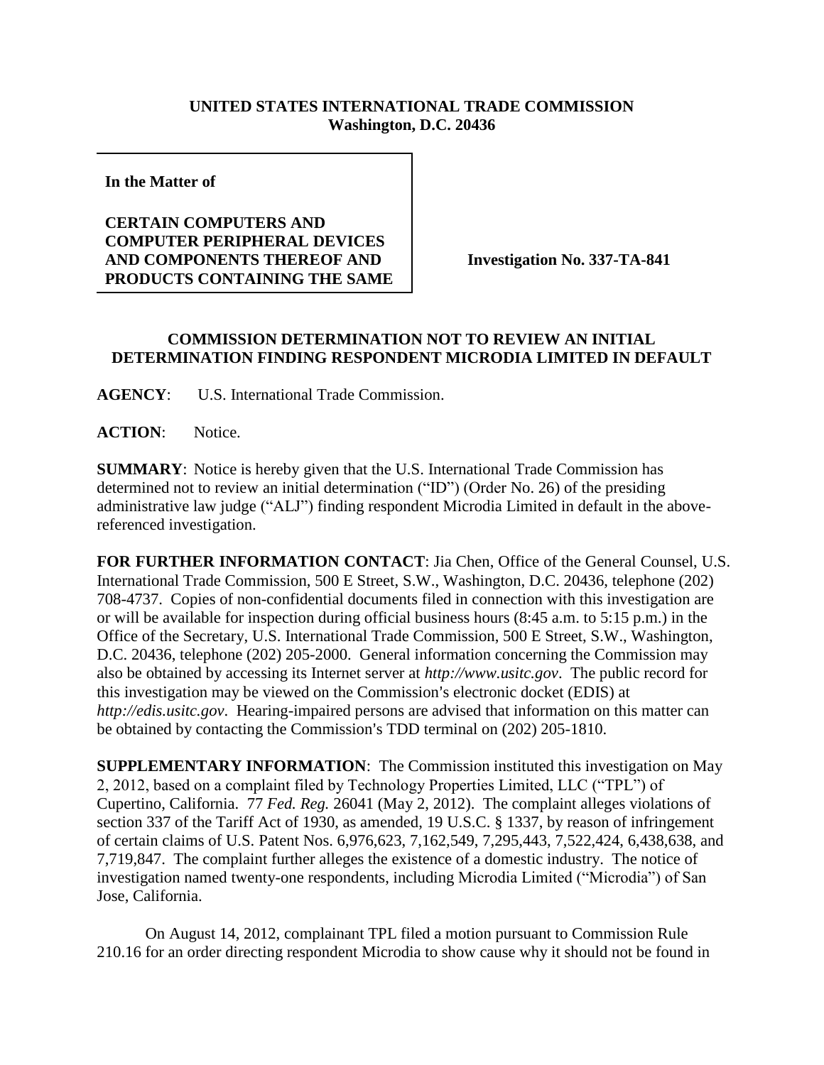**UNITED STATES INTERNATIONAL TRADE COMMISSION**
**Washington, D.C. 20436**

**In the Matter of**

**CERTAIN COMPUTERS AND COMPUTER PERIPHERAL DEVICES AND COMPONENTS THEREOF AND PRODUCTS CONTAINING THE SAME**

**Investigation No. 337-TA-841**

**COMMISSION DETERMINATION NOT TO REVIEW AN INITIAL DETERMINATION FINDING RESPONDENT MICRODIA LIMITED IN DEFAULT**

**AGENCY**: U.S. International Trade Commission.

**ACTION**: Notice.

**SUMMARY**: Notice is hereby given that the U.S. International Trade Commission has determined not to review an initial determination ("ID") (Order No. 26) of the presiding administrative law judge ("ALJ") finding respondent Microdia Limited in default in the above-referenced investigation.

**FOR FURTHER INFORMATION CONTACT**: Jia Chen, Office of the General Counsel, U.S. International Trade Commission, 500 E Street, S.W., Washington, D.C. 20436, telephone (202) 708-4737. Copies of non-confidential documents filed in connection with this investigation are or will be available for inspection during official business hours (8:45 a.m. to 5:15 p.m.) in the Office of the Secretary, U.S. International Trade Commission, 500 E Street, S.W., Washington, D.C. 20436, telephone (202) 205-2000. General information concerning the Commission may also be obtained by accessing its Internet server at *http://www.usitc.gov*. The public record for this investigation may be viewed on the Commission's electronic docket (EDIS) at *http://edis.usitc.gov*. Hearing-impaired persons are advised that information on this matter can be obtained by contacting the Commission's TDD terminal on (202) 205-1810.

**SUPPLEMENTARY INFORMATION**: The Commission instituted this investigation on May 2, 2012, based on a complaint filed by Technology Properties Limited, LLC ("TPL") of Cupertino, California. 77 *Fed. Reg.* 26041 (May 2, 2012). The complaint alleges violations of section 337 of the Tariff Act of 1930, as amended, 19 U.S.C. § 1337, by reason of infringement of certain claims of U.S. Patent Nos. 6,976,623, 7,162,549, 7,295,443, 7,522,424, 6,438,638, and 7,719,847. The complaint further alleges the existence of a domestic industry. The notice of investigation named twenty-one respondents, including Microdia Limited ("Microdia") of San Jose, California.

On August 14, 2012, complainant TPL filed a motion pursuant to Commission Rule 210.16 for an order directing respondent Microdia to show cause why it should not be found in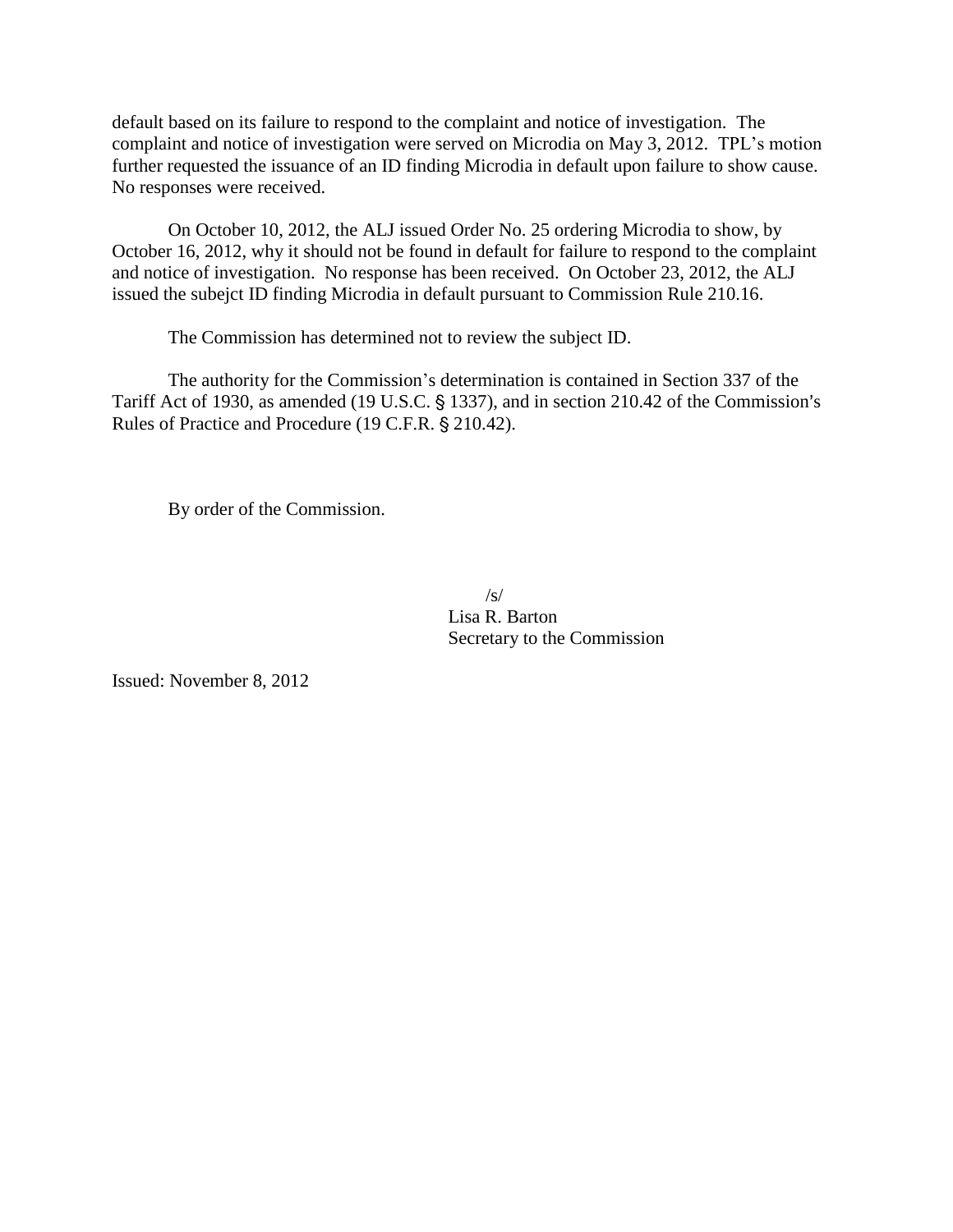default based on its failure to respond to the complaint and notice of investigation. The complaint and notice of investigation were served on Microdia on May 3, 2012. TPL's motion further requested the issuance of an ID finding Microdia in default upon failure to show cause. No responses were received.

On October 10, 2012, the ALJ issued Order No. 25 ordering Microdia to show, by October 16, 2012, why it should not be found in default for failure to respond to the complaint and notice of investigation. No response has been received. On October 23, 2012, the ALJ issued the subejct ID finding Microdia in default pursuant to Commission Rule 210.16.

The Commission has determined not to review the subject ID.

The authority for the Commission's determination is contained in Section 337 of the Tariff Act of 1930, as amended (19 U.S.C. § 1337), and in section 210.42 of the Commission's Rules of Practice and Procedure (19 C.F.R. § 210.42).

By order of the Commission.

/s/
Lisa R. Barton
Secretary to the Commission

Issued: November 8, 2012